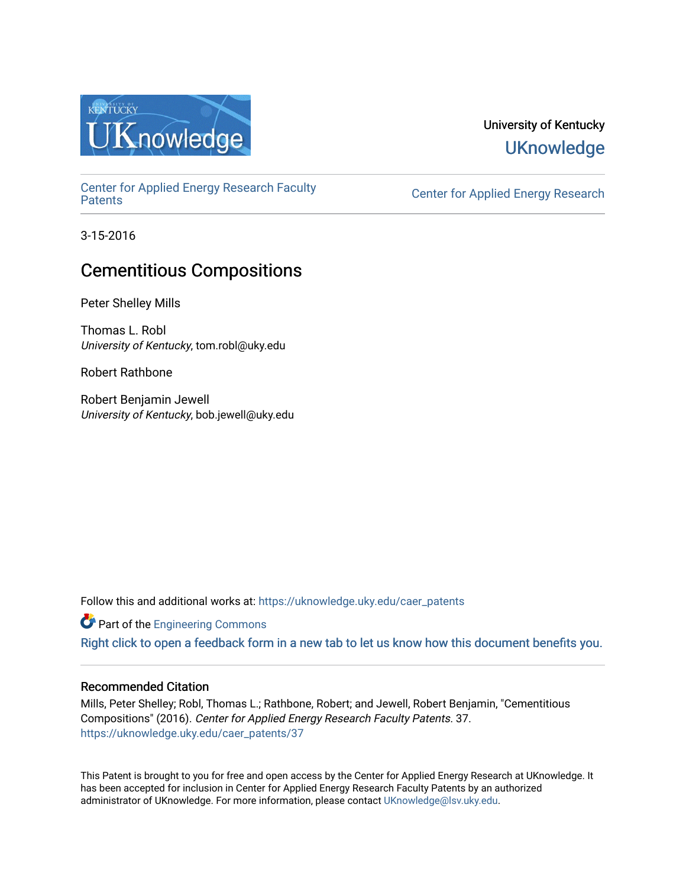University of Kentucky

UKnowledge

Center for Applied Energy Research Faculty Patents

Center for Applied Energy Research

3-15-2016

# Cementitious Compositions

Peter Shelley Mills

Thomas L. Robl
*University of Kentucky*, tom.robl@uky.edu

Robert Rathbone

Robert Benjamin Jewell
*University of Kentucky*, bob.jewell@uky.edu

Follow this and additional works at: https://uknowledge.uky.edu/caer_patents

Part of the Engineering Commons

Right click to open a feedback form in a new tab to let us know how this document benefits you.

## Recommended Citation

Mills, Peter Shelley; Robl, Thomas L.; Rathbone, Robert; and Jewell, Robert Benjamin, "Cementitious Compositions" (2016). *Center for Applied Energy Research Faculty Patents*. 37.
https://uknowledge.uky.edu/caer_patents/37

This Patent is brought to you for free and open access by the Center for Applied Energy Research at UKnowledge. It has been accepted for inclusion in Center for Applied Energy Research Faculty Patents by an authorized administrator of UKnowledge. For more information, please contact UKnowledge@lsv.uky.edu.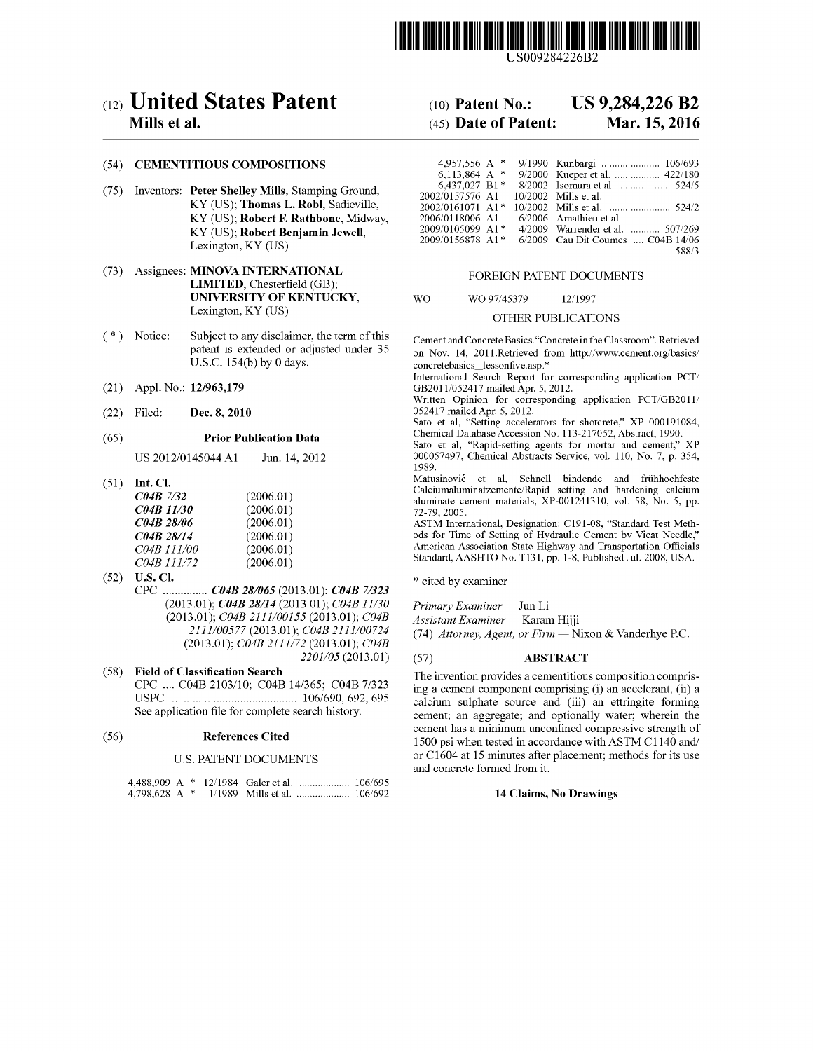US009284226B2

# (12) United States Patent
**Mills et al.**

**(10) Patent No.: US 9,284,226 B2**

**(45) Date of Patent: Mar. 15, 2016**

(54) **CEMENTITIOUS COMPOSITIONS**

(75) Inventors: **Peter Shelley Mills**, Stamping Ground, KY (US); **Thomas L. Robl**, Sadieville, KY (US); **Robert F. Rathbone**, Midway, KY (US); **Robert Benjamin Jewell**, Lexington, KY (US)

(73) Assignees: **MINOVA INTERNATIONAL LIMITED**, Chesterfield (GB); **UNIVERSITY OF KENTUCKY**, Lexington, KY (US)

( * ) Notice: Subject to any disclaimer, the term of this patent is extended or adjusted under 35 U.S.C. 154(b) by 0 days.

(21) Appl. No.: **12/963,179**

(22) Filed: **Dec. 8, 2010**

(65) **Prior Publication Data**

US 2012/0145044 A1 Jun. 14, 2012

(51) **Int. Cl.**

| | |
|---|---|
| ***C04B 7/32*** | (2006.01) |
| ***C04B 11/30*** | (2006.01) |
| ***C04B 28/06*** | (2006.01) |
| ***C04B 28/14*** | (2006.01) |
| *C04B 111/00* | (2006.01) |
| *C04B 111/72* | (2006.01) |

(52) **U.S. Cl.**

CPC ............... ***C04B 28/065*** (2013.01); ***C04B 7/323*** (2013.01); ***C04B 28/14*** (2013.01); *C04B 11/30* (2013.01); *C04B 2111/00155* (2013.01); *C04B 2111/00577* (2013.01); *C04B 2111/00724* (2013.01); *C04B 2111/72* (2013.01); *C04B 2201/05* (2013.01)

(58) **Field of Classification Search**

CPC .... C04B 2103/10; C04B 14/365; C04B 7/323

USPC .......................................... 106/690, 692, 695

See application file for complete search history.

(56) **References Cited**

U.S. PATENT DOCUMENTS

| | | | |
|---|---|---|---|
| 4,488,909 A * | 12/1984 | Galer et al. | 106/695 |
| 4,798,628 A * | 1/1989 | Mills et al. | 106/692 |
| 4,957,556 A * | 9/1990 | Kunbargi | 106/693 |
| 6,113,864 A * | 9/2000 | Kueper et al. | 422/180 |
| 6,437,027 B1 * | 8/2002 | Isomura et al. | 524/5 |
| 2002/0157576 A1 | 10/2002 | Mills et al. | |
| 2002/0161071 A1 * | 10/2002 | Mills et al. | 524/2 |
| 2006/0118006 A1 | 6/2006 | Amathieu et al. | |
| 2009/0105099 A1 * | 4/2009 | Warrender et al. | 507/269 |
| 2009/0156878 A1 * | 6/2009 | Cau Dit Coumes | C04B 14/06 588/3 |

FOREIGN PATENT DOCUMENTS

WO WO 97/45379 12/1997

OTHER PUBLICATIONS

Cement and Concrete Basics."Concrete in the Classroom". Retrieved on Nov. 14, 2011.Retrieved from http://www.cement.org/basics/concretebasics_lessonfive.asp.*

International Search Report for corresponding application PCT/GB2011/052417 mailed Apr. 5, 2012.

Written Opinion for corresponding application PCT/GB2011/052417 mailed Apr. 5, 2012.

Sato et al, "Setting accelerators for shotcrete," XP 000191084, Chemical Database Accession No. 113-217052, Abstract, 1990.

Sato et al, "Rapid-setting agents for mortar and cement," XP 000057497, Chemical Abstracts Service, vol. 110, No. 7, p. 354, 1989.

Matusinović et al, Schnell bindende und frühhochfeste Calciumaluminatzemente/Rapid setting and hardening calcium aluminate cement materials, XP-001241310, vol. 58, No. 5, pp. 72-79, 2005.

ASTM International, Designation: C191-08, "Standard Test Methods for Time of Setting of Hydraulic Cement by Vicat Needle," American Association State Highway and Transportation Officials Standard, AASHTO No. T131, pp. 1-8, Published Jul. 2008, USA.

\* cited by examiner

*Primary Examiner* — Jun Li

*Assistant Examiner* — Karam Hijji

(74) *Attorney, Agent, or Firm* — Nixon & Vanderhye P.C.

(57) **ABSTRACT**

The invention provides a cementitious composition comprising a cement component comprising (i) an accelerant, (ii) a calcium sulphate source and (iii) an ettringite forming cement; an aggregate; and optionally water; wherein the cement has a minimum unconfined compressive strength of 1500 psi when tested in accordance with ASTM C1140 and/or C1604 at 15 minutes after placement; methods for its use and concrete formed from it.

**14 Claims, No Drawings**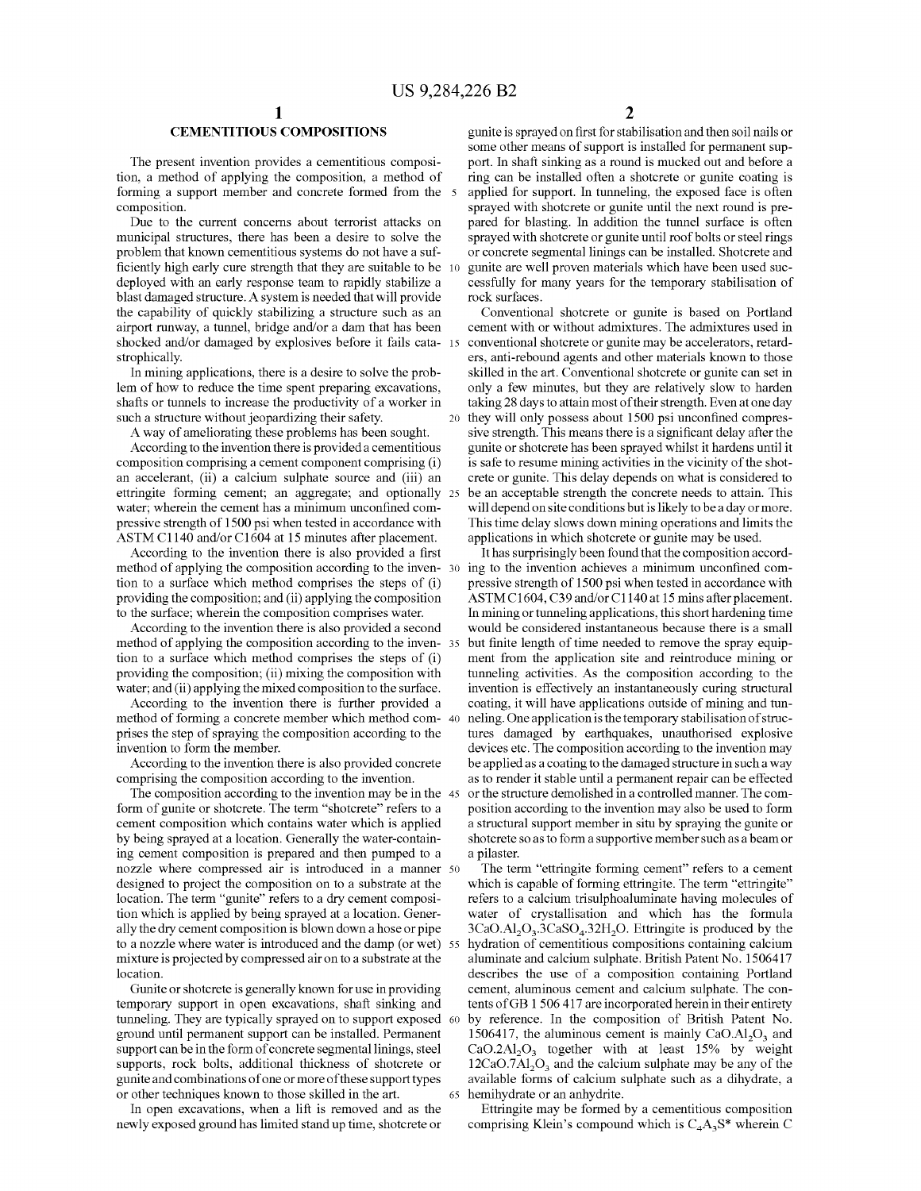## CEMENTITIOUS COMPOSITIONS

The present invention provides a cementitious composition, a method of applying the composition, a method of forming a support member and concrete formed from the composition.

Due to the current concerns about terrorist attacks on municipal structures, there has been a desire to solve the problem that known cementitious systems do not have a sufficiently high early cure strength that they are suitable to be deployed with an early response team to rapidly stabilize a blast damaged structure. A system is needed that will provide the capability of quickly stabilizing a structure such as an airport runway, a tunnel, bridge and/or a dam that has been shocked and/or damaged by explosives before it fails catastrophically.

In mining applications, there is a desire to solve the problem of how to reduce the time spent preparing excavations, shafts or tunnels to increase the productivity of a worker in such a structure without jeopardizing their safety.

A way of ameliorating these problems has been sought.

According to the invention there is provided a cementitious composition comprising a cement component comprising (i) an accelerant, (ii) a calcium sulphate source and (iii) an ettringite forming cement; an aggregate; and optionally water; wherein the cement has a minimum unconfined compressive strength of 1500 psi when tested in accordance with ASTM C1140 and/or C1604 at 15 minutes after placement.

According to the invention there is also provided a first method of applying the composition according to the invention to a surface which method comprises the steps of (i) providing the composition; and (ii) applying the composition to the surface; wherein the composition comprises water.

According to the invention there is also provided a second method of applying the composition according to the invention to a surface which method comprises the steps of (i) providing the composition; (ii) mixing the composition with water; and (ii) applying the mixed composition to the surface.

According to the invention there is further provided a method of forming a concrete member which method comprises the step of spraying the composition according to the invention to form the member.

According to the invention there is also provided concrete comprising the composition according to the invention.

The composition according to the invention may be in the form of gunite or shotcrete. The term "shotcrete" refers to a cement composition which contains water which is applied by being sprayed at a location. Generally the water-containing cement composition is prepared and then pumped to a nozzle where compressed air is introduced in a manner designed to project the composition on to a substrate at the location. The term "gunite" refers to a dry cement composition which is applied by being sprayed at a location. Generally the dry cement composition is blown down a hose or pipe to a nozzle where water is introduced and the damp (or wet) mixture is projected by compressed air on to a substrate at the location.

Gunite or shotcrete is generally known for use in providing temporary support in open excavations, shaft sinking and tunneling. They are typically sprayed on to support exposed ground until permanent support can be installed. Permanent support can be in the form of concrete segmental linings, steel supports, rock bolts, additional thickness of shotcrete or gunite and combinations of one or more of these support types or other techniques known to those skilled in the art.

In open excavations, when a lift is removed and as the newly exposed ground has limited stand up time, shotcrete or gunite is sprayed on first for stabilisation and then soil nails or some other means of support is installed for permanent support. In shaft sinking as a round is mucked out and before a ring can be installed often a shotcrete or gunite coating is applied for support. In tunneling, the exposed face is often sprayed with shotcrete or gunite until the next round is prepared for blasting. In addition the tunnel surface is often sprayed with shotcrete or gunite until roof bolts or steel rings or concrete segmental linings can be installed. Shotcrete and gunite are well proven materials which have been used successfully for many years for the temporary stabilisation of rock surfaces.

Conventional shotcrete or gunite is based on Portland cement with or without admixtures. The admixtures used in conventional shotcrete or gunite may be accelerators, retarders, anti-rebound agents and other materials known to those skilled in the art. Conventional shotcrete or gunite can set in only a few minutes, but they are relatively slow to harden taking 28 days to attain most of their strength. Even at one day they will only possess about 1500 psi unconfined compressive strength. This means there is a significant delay after the gunite or shotcrete has been sprayed whilst it hardens until it is safe to resume mining activities in the vicinity of the shotcrete or gunite. This delay depends on what is considered to be an acceptable strength the concrete needs to attain. This will depend on site conditions but is likely to be a day or more. This time delay slows down mining operations and limits the applications in which shotcrete or gunite may be used.

It has surprisingly been found that the composition according to the invention achieves a minimum unconfined compressive strength of 1500 psi when tested in accordance with ASTM C1604, C39 and/or C1140 at 15 mins after placement. In mining or tunneling applications, this short hardening time would be considered instantaneous because there is a small but finite length of time needed to remove the spray equipment from the application site and reintroduce mining or tunneling activities. As the composition according to the invention is effectively an instantaneously curing structural coating, it will have applications outside of mining and tunneling. One application is the temporary stabilisation of structures damaged by earthquakes, unauthorised explosive devices etc. The composition according to the invention may be applied as a coating to the damaged structure in such a way as to render it stable until a permanent repair can be effected or the structure demolished in a controlled manner. The composition according to the invention may also be used to form a structural support member in situ by spraying the gunite or shotcrete so as to form a supportive member such as a beam or a pilaster.

The term "ettringite forming cement" refers to a cement which is capable of forming ettringite. The term "ettringite" refers to a calcium trisulphoaluminate having molecules of water of crystallisation and which has the formula $3CaO.Al_2O_3.3CaSO_4.32H_2O$. Ettringite is produced by the hydration of cementitious compositions containing calcium aluminate and calcium sulphate. British Patent No. 1506417 describes the use of a composition containing Portland cement, aluminous cement and calcium sulphate. The contents of GB 1 506 417 are incorporated herein in their entirety by reference. In the composition of British Patent No. 1506417, the aluminous cement is mainly $CaO.Al_2O_3$ and $CaO.2Al_2O_3$ together with at least 15% by weight $12CaO.7Al_2O_3$ and the calcium sulphate may be any of the available forms of calcium sulphate such as a dihydrate, a hemihydrate or an anhydrite.

Ettringite may be formed by a cementitious composition comprising Klein's compound which is $C_4A_3S^*$ wherein C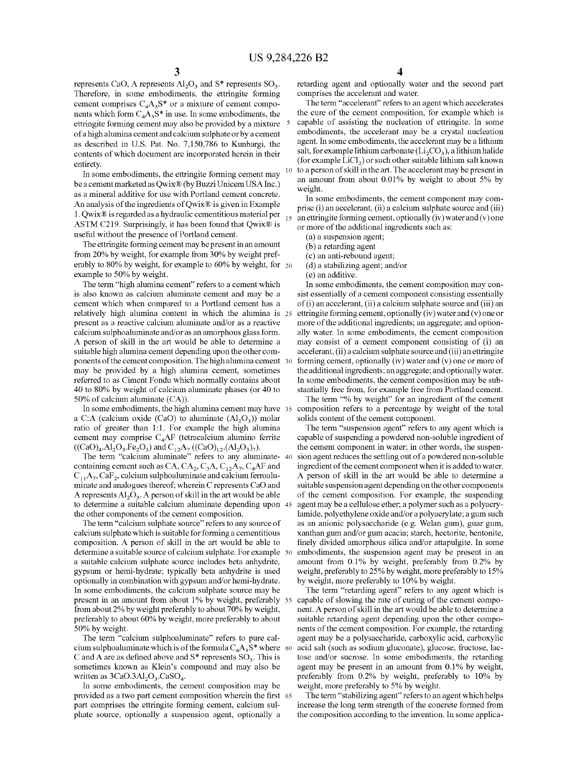represents CaO, A represents $Al_2O_3$ and S* represents $SO_3$. Therefore, in some embodiments, the ettringite forming cement comprises $C_4A_3S^*$ or a mixture of cement components which form $C_4A_3S^*$ in use. In some embodiments, the ettringite forming cement may also be provided by a mixture of a high alumina cement and calcium sulphate or by a cement as described in U.S. Pat. No. 7,150,786 to Kunbargi, the contents of which document are incorporated herein in their entirety.

In some embodiments, the ettringite forming cement may be a cement marketed as Qwix® (by Buzzi Unicem USA Inc.) as a mineral additive for use with Portland cement concrete. An analysis of the ingredients of Qwix® is given in Example 1. Qwix® is regarded as a hydraulic cementitious material per ASTM C219. Surprisingly, it has been found that Qwix® is useful without the presence of Portland cement.

The ettringite forming cement may be present in an amount from 20% by weight, for example from 30% by weight preferably to 80% by weight, for example to 60% by weight, for example to 50% by weight.

The term "high alumina cement" refers to a cement which is also known as calcium aluminate cement and may be a cement which when compared to a Portland cement has a relatively high alumina content in which the alumina is present as a reactive calcium aluminate and/or as a reactive calcium sulphoaluminate and/or as an amorphous glass form. A person of skill in the art would be able to determine a suitable high alumina cement depending upon the other components of the cement composition. The high alumina cement may be provided by a high alumina cement, sometimes referred to as Ciment Fondu which normally contains about 40 to 80% by weight of calcium aluminate phases (or 40 to 50% of calcium aluminate (CA)).

In some embodiments, the high alumina cement may have a C:A (calcium oxide (CaO) to aluminate ($Al_2O_3$)) molar ratio of greater than 1:1. For example the high alumina cement may comprise $C_4AF$ (tetracalcium alumino ferrite $((CaO)_4.Al_2O_3.Fe_2O_3)$ and $C_{12}A_7$ $((CaO)_{12}.(Al_2O_3)_7)$.

The term "calcium aluminate" refers to any aluminate-containing cement such as CA, $CA_2$, $C_3A$, $C_{12}A_7$, $C_4AF$ and $C_{11}A_7$, $CaF_2$, calcium sulphoaluminate and calcium ferroaluminate and analogues thereof; wherein C represents CaO and A represents $Al_2O_3$. A person of skill in the art would be able to determine a suitable calcium aluminate depending upon the other components of the cement composition.

The term "calcium sulphate source" refers to any source of calcium sulphate which is suitable for forming a cementitious composition. A person of skill in the art would be able to determine a suitable source of calcium sulphate. For example a suitable calcium sulphate source includes beta anhydrite, gypsum or hemi-hydrate; typically beta anhydrite is used optionally in combination with gypsum and/or hemi-hydrate. In some embodiments, the calcium sulphate source may be present in an amount from about 1% by weight, preferably from about 2% by weight preferably to about 70% by weight, preferably to about 60% by weight, more preferably to about 50% by weight.

The term "calcium sulphoaluminate" refers to pure calcium sulphoaluminate which is of the formula $C_4A_3S^*$ where C and A are as defined above and S* represents $SO_3$. This is sometimes known as Klein's compound and may also be written as $3CaO.3Al_2O_3.CaSO_4$.

In some embodiments, the cement composition may be provided as a two part cement composition wherein the first part comprises the ettringite forming cement, calcium sulphate source, optionally a suspension agent, optionally a retarding agent and optionally water and the second part comprises the accelerant and water.

The term "accelerant" refers to an agent which accelerates the cure of the cement composition, for example which is capable of assisting the nucleation of ettringite. In some embodiments, the accelerant may be a crystal nucleation agent. In some embodiments, the accelerant may be a lithium salt, for example lithium carbonate ($Li_2CO_3$), a lithium halide (for example $LiCl_2$) or such other suitable lithium salt known to a person of skill in the art. The accelerant may be present in an amount from about 0.01% by weight to about 5% by weight.

In some embodiments, the cement component may comprise (i) an accelerant, (ii) a calcium sulphate source and (iii) an ettringite forming cement, optionally (iv) water and (v) one or more of the additional ingredients such as:

(a) a suspension agent;
(b) a retarding agent
(c) an anti-rebound agent;
(d) a stabilizing agent; and/or
(e) an additive.

In some embodiments, the cement composition may consist essentially of a cement component consisting essentially of (i) an accelerant, (ii) a calcium sulphate source and (iii) an ettringite forming cement, optionally (iv) water and (v) one or more of the additional ingredients; an aggregate; and optionally water. In some embodiments, the cement composition may consist of a cement component consisting of (i) an accelerant, (ii) a calcium sulphate source and (iii) an ettringite forming cement, optionally (iv) water and (v) one or more of the additional ingredients; an aggregate; and optionally water. In some embodiments, the cement composition may be substantially free from, for example free from Portland cement.

The term "% by weight" for an ingredient of the cement composition refers to a percentage by weight of the total solids content of the cement component.

The term "suspension agent" refers to any agent which is capable of suspending a powdered non-soluble ingredient of the cement component in water; in other words, the suspension agent reduces the settling out of a powdered non-soluble ingredient of the cement component when it is added to water. A person of skill in the art would be able to determine a suitable suspension agent depending on the other components of the cement composition. For example, the suspending agent may be a cellulose ether; a polymer such as a polyacrylamide, polyethylene oxide and/or a polyacrylate; a gum such as an anionic polysaccharide (e.g. Welan gum), guar gum, xanthan gum and/or gum acacia; starch, hectorite, bentonite, finely divided amorphous silica and/or attapulgite. In some embodiments, the suspension agent may be present in an amount from 0.1% by weight, preferably from 0.2% by weight, preferably to 25% by weight, more preferably to 15% by weight, more preferably to 10% by weight.

The term "retarding agent" refers to any agent which is capable of slowing the rate of curing of the cement component. A person of skill in the art would be able to determine a suitable retarding agent depending upon the other components of the cement composition. For example, the retarding agent may be a polysaccharide, carboxylic acid, carboxylic acid salt (such as sodium gluconate), glucose, fructose, lactose and/or sucrose. In some embodiments, the retarding agent may be present in an amount from 0.1% by weight, preferably from 0.2% by weight, preferably to 10% by weight, more preferably to 5% by weight.

The term "stabilizing agent" refers to an agent which helps increase the long term strength of the concrete formed from the composition according to the invention. In some applica-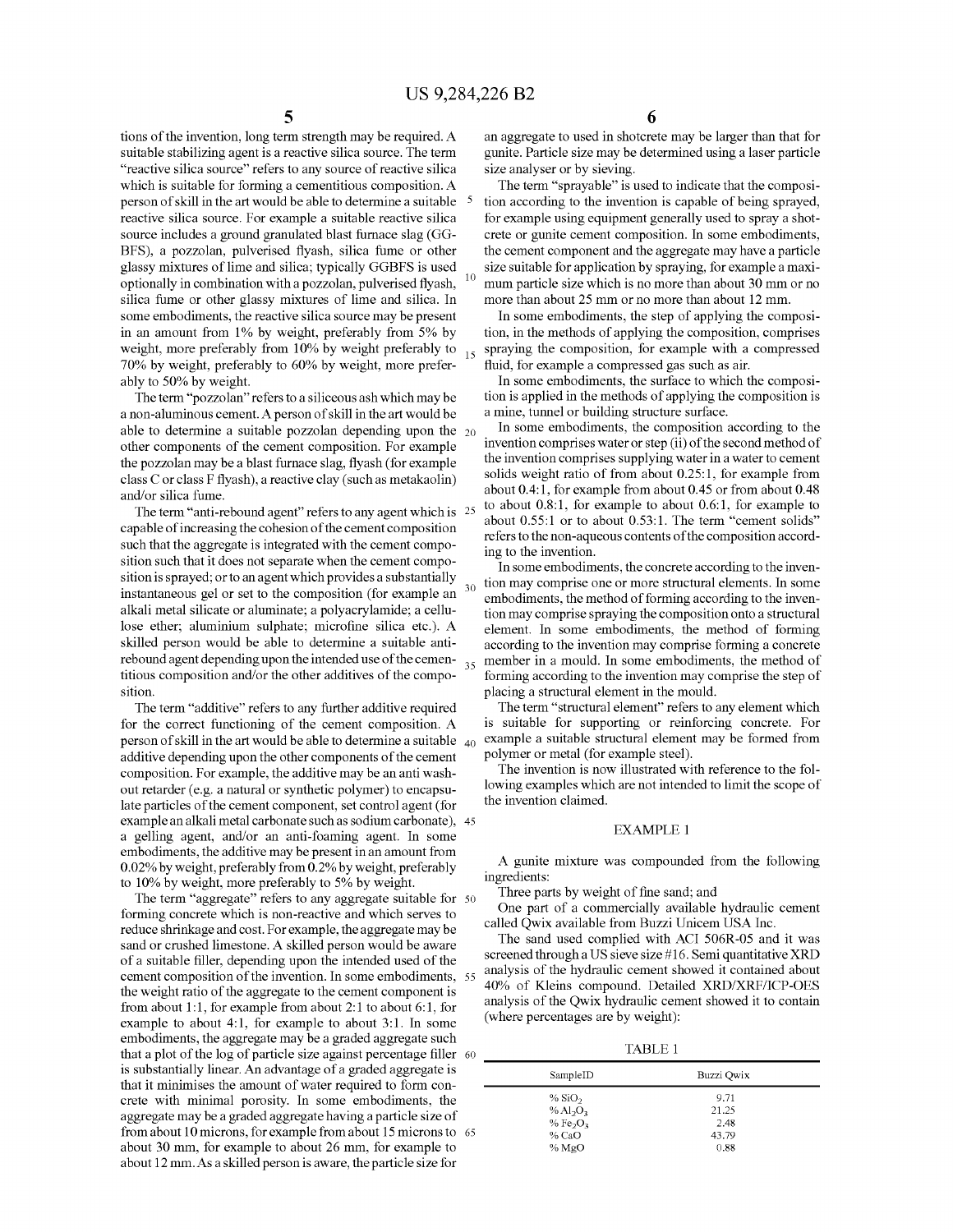tions of the invention, long term strength may be required. A suitable stabilizing agent is a reactive silica source. The term "reactive silica source" refers to any source of reactive silica which is suitable for forming a cementitious composition. A person of skill in the art would be able to determine a suitable reactive silica source. For example a suitable reactive silica source includes a ground granulated blast furnace slag (GGBFS), a pozzolan, pulverised flyash, silica fume or other glassy mixtures of lime and silica; typically GGBFS is used optionally in combination with a pozzolan, pulverised flyash, silica fume or other glassy mixtures of lime and silica. In some embodiments, the reactive silica source may be present in an amount from 1% by weight, preferably from 5% by weight, more preferably from 10% by weight preferably to 70% by weight, preferably to 60% by weight, more preferably to 50% by weight.

The term "pozzolan" refers to a siliceous ash which may be a non-aluminous cement. A person of skill in the art would be able to determine a suitable pozzolan depending upon the other components of the cement composition. For example the pozzolan may be a blast furnace slag, flyash (for example class C or class F flyash), a reactive clay (such as metakaolin) and/or silica fume.

The term "anti-rebound agent" refers to any agent which is capable of increasing the cohesion of the cement composition such that the aggregate is integrated with the cement composition such that it does not separate when the cement composition is sprayed; or to an agent which provides a substantially instantaneous gel or set to the composition (for example an alkali metal silicate or aluminate; a polyacrylamide; a cellulose ether; aluminium sulphate; microfine silica etc.). A skilled person would be able to determine a suitable anti-rebound agent depending upon the intended use of the cementitious composition and/or the other additives of the composition.

The term "additive" refers to any further additive required for the correct functioning of the cement composition. A person of skill in the art would be able to determine a suitable additive depending upon the other components of the cement composition. For example, the additive may be an anti washout retarder (e.g. a natural or synthetic polymer) to encapsulate particles of the cement component, set control agent (for example an alkali metal carbonate such as sodium carbonate), a gelling agent, and/or an anti-foaming agent. In some embodiments, the additive may be present in an amount from 0.02% by weight, preferably from 0.2% by weight, preferably to 10% by weight, more preferably to 5% by weight.

The term "aggregate" refers to any aggregate suitable for forming concrete which is non-reactive and which serves to reduce shrinkage and cost. For example, the aggregate may be sand or crushed limestone. A skilled person would be aware of a suitable filler, depending upon the intended used of the cement composition of the invention. In some embodiments, the weight ratio of the aggregate to the cement component is from about 1:1, for example from about 2:1 to about 6:1, for example to about 4:1, for example to about 3:1. In some embodiments, the aggregate may be a graded aggregate such that a plot of the log of particle size against percentage filler is substantially linear. An advantage of a graded aggregate is that it minimises the amount of water required to form concrete with minimal porosity. In some embodiments, the aggregate may be a graded aggregate having a particle size of from about 10 microns, for example from about 15 microns to about 30 mm, for example to about 26 mm, for example to about 12 mm. As a skilled person is aware, the particle size for an aggregate to used in shotcrete may be larger than that for gunite. Particle size may be determined using a laser particle size analyser or by sieving.

The term "sprayable" is used to indicate that the composition according to the invention is capable of being sprayed, for example using equipment generally used to spray a shotcrete or gunite cement composition. In some embodiments, the cement component and the aggregate may have a particle size suitable for application by spraying, for example a maximum particle size which is no more than about 30 mm or no more than about 25 mm or no more than about 12 mm.

In some embodiments, the step of applying the composition, in the methods of applying the composition, comprises spraying the composition, for example with a compressed fluid, for example a compressed gas such as air.

In some embodiments, the surface to which the composition is applied in the methods of applying the composition is a mine, tunnel or building structure surface.

In some embodiments, the composition according to the invention comprises water or step (ii) of the second method of the invention comprises supplying water in a water to cement solids weight ratio of from about 0.25:1, for example from about 0.4:1, for example from about 0.45 or from about 0.48 to about 0.8:1, for example to about 0.6:1, for example to about 0.55:1 or to about 0.53:1. The term "cement solids" refers to the non-aqueous contents of the composition according to the invention.

In some embodiments, the concrete according to the invention may comprise one or more structural elements. In some embodiments, the method of forming according to the invention may comprise spraying the composition onto a structural element. In some embodiments, the method of forming according to the invention may comprise forming a concrete member in a mould. In some embodiments, the method of forming according to the invention may comprise the step of placing a structural element in the mould.

The term "structural element" refers to any element which is suitable for supporting or reinforcing concrete. For example a suitable structural element may be formed from polymer or metal (for example steel).

The invention is now illustrated with reference to the following examples which are not intended to limit the scope of the invention claimed.

## EXAMPLE 1

A gunite mixture was compounded from the following ingredients:

Three parts by weight of fine sand; and

One part of a commercially available hydraulic cement called Qwix available from Buzzi Unicem USA Inc.

The sand used complied with ACI 506R-05 and it was screened through a US sieve size #16. Semi quantitative XRD analysis of the hydraulic cement showed it contained about 40% of Kleins compound. Detailed XRD/XRF/ICP-OES analysis of the Qwix hydraulic cement showed it to contain (where percentages are by weight):

TABLE 1

| SampleID | Buzzi Qwix |
|---|---|
| % $SiO_2$ | 9.71 |
| % $Al_2O_3$ | 21.25 |
| % $Fe_2O_3$ | 2.48 |
| % CaO | 43.79 |
| % MgO | 0.88 |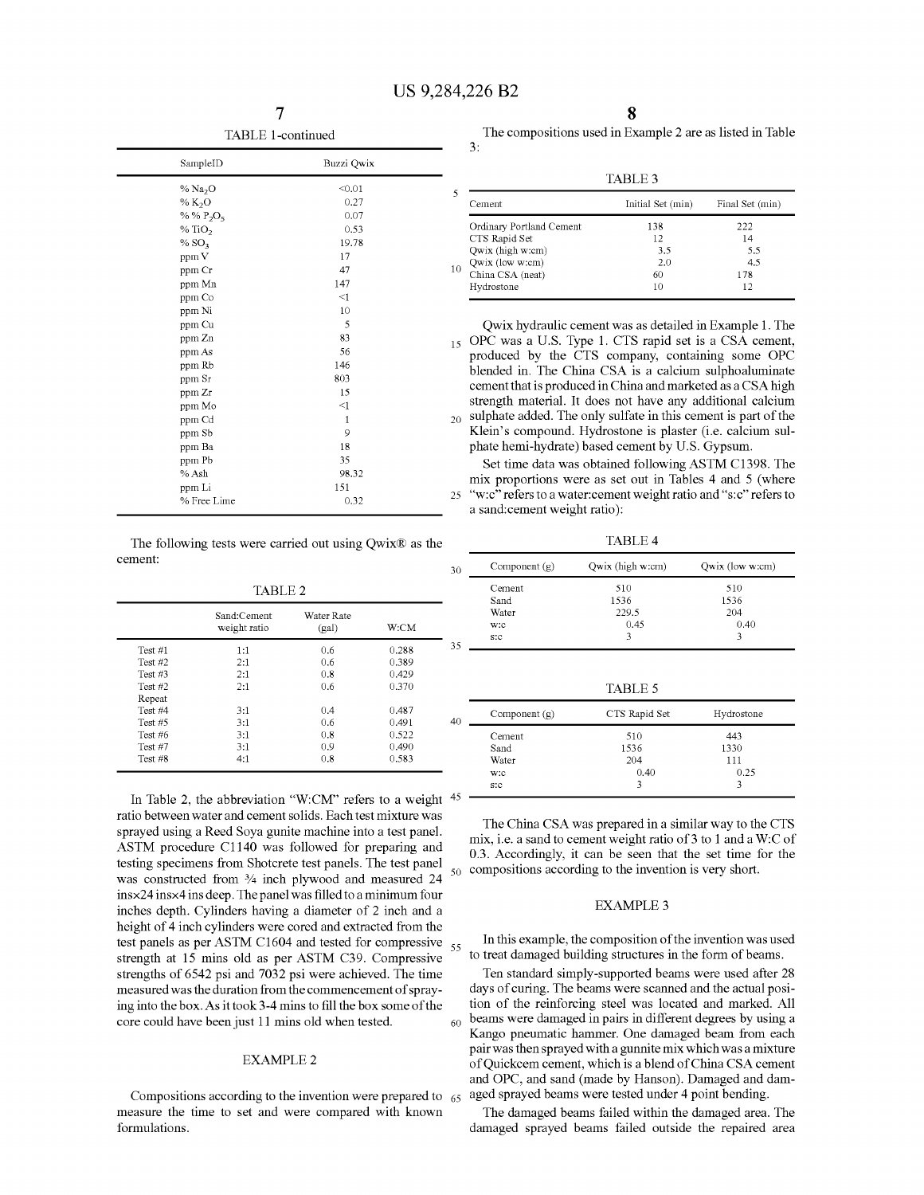TABLE 1-continued

| SampleID | Buzzi Qwix |
|---|---|
| % $Na_2O$ | <0.01 |
| % $K_2O$ | 0.27 |
| % % $P_2O_5$ | 0.07 |
| % $TiO_2$ | 0.53 |
| % $SO_3$ | 19.78 |
| ppm V | 17 |
| ppm Cr | 47 |
| ppm Mn | 147 |
| ppm Co | <1 |
| ppm Ni | 10 |
| ppm Cu | 5 |
| ppm Zn | 83 |
| ppm As | 56 |
| ppm Rb | 146 |
| ppm Sr | 803 |
| ppm Zr | 15 |
| ppm Mo | <1 |
| ppm Cd | 1 |
| ppm Sb | 9 |
| ppm Ba | 18 |
| ppm Pb | 35 |
| % Ash | 98.32 |
| ppm Li | 151 |
| % Free Lime | 0.32 |

The following tests were carried out using Qwix® as the cement:

TABLE 2

| | Sand:Cement weight ratio | Water Rate (gal) | W:CM |
|---|---|---|---|
| Test #1 | 1:1 | 0.6 | 0.288 |
| Test #2 | 2:1 | 0.6 | 0.389 |
| Test #3 | 2:1 | 0.8 | 0.429 |
| Test #2 Repeat | 2:1 | 0.6 | 0.370 |
| Test #4 | 3:1 | 0.4 | 0.487 |
| Test #5 | 3:1 | 0.6 | 0.491 |
| Test #6 | 3:1 | 0.8 | 0.522 |
| Test #7 | 3:1 | 0.9 | 0.490 |
| Test #8 | 4:1 | 0.8 | 0.583 |

In Table 2, the abbreviation "W:CM" refers to a weight ratio between water and cement solids. Each test mixture was sprayed using a Reed Soya gunite machine into a test panel. ASTM procedure C1140 was followed for preparing and testing specimens from Shotcrete test panels. The test panel was constructed from ¾ inch plywood and measured 24 ins×24 ins×4 ins deep. The panel was filled to a minimum four inches depth. Cylinders having a diameter of 2 inch and a height of 4 inch cylinders were cored and extracted from the test panels as per ASTM C1604 and tested for compressive strength at 15 mins old as per ASTM C39. Compressive strengths of 6542 psi and 7032 psi were achieved. The time measured was the duration from the commencement of spraying into the box. As it took 3-4 mins to fill the box some of the core could have been just 11 mins old when tested.

## EXAMPLE 2

Compositions according to the invention were prepared to measure the time to set and were compared with known formulations.

The compositions used in Example 2 are as listed in Table 3:

TABLE 3

| Cement | Initial Set (min) | Final Set (min) |
|---|---|---|
| Ordinary Portland Cement | 138 | 222 |
| CTS Rapid Set | 12 | 14 |
| Qwix (high w:cm) | 3.5 | 5.5 |
| Qwix (low w:cm) | 2.0 | 4.5 |
| China CSA (neat) | 60 | 178 |
| Hydrostone | 10 | 12 |

Qwix hydraulic cement was as detailed in Example 1. The OPC was a U.S. Type 1. CTS rapid set is a CSA cement, produced by the CTS company, containing some OPC blended in. The China CSA is a calcium sulphoaluminate cement that is produced in China and marketed as a CSA high strength material. It does not have any additional calcium sulphate added. The only sulfate in this cement is part of the Klein's compound. Hydrostone is plaster (i.e. calcium sulphate hemi-hydrate) based cement by U.S. Gypsum.

Set time data was obtained following ASTM C1398. The mix proportions were as set out in Tables 4 and 5 (where "w:c" refers to a water:cement weight ratio and "s:c" refers to a sand:cement weight ratio):

TABLE 4

| Component (g) | Qwix (high w:cm) | Qwix (low w:cm) |
|---|---|---|
| Cement | 510 | 510 |
| Sand | 1536 | 1536 |
| Water | 229.5 | 204 |
| w:c | 0.45 | 0.40 |
| s:c | 3 | 3 |

TABLE 5

| Component (g) | CTS Rapid Set | Hydrostone |
|---|---|---|
| Cement | 510 | 443 |
| Sand | 1536 | 1330 |
| Water | 204 | 111 |
| w:c | 0.40 | 0.25 |
| s:c | 3 | 3 |

The China CSA was prepared in a similar way to the CTS mix, i.e. a sand to cement weight ratio of 3 to 1 and a W:C of 0.3. Accordingly, it can be seen that the set time for the compositions according to the invention is very short.

## EXAMPLE 3

In this example, the composition of the invention was used to treat damaged building structures in the form of beams.

Ten standard simply-supported beams were used after 28 days of curing. The beams were scanned and the actual position of the reinforcing steel was located and marked. All beams were damaged in pairs in different degrees by using a Kango pneumatic hammer. One damaged beam from each pair was then sprayed with a gunnite mix which was a mixture of Quickcem cement, which is a blend of China CSA cement and OPC, and sand (made by Hanson). Damaged and damaged sprayed beams were tested under 4 point bending.

The damaged beams failed within the damaged area. The damaged sprayed beams failed outside the repaired area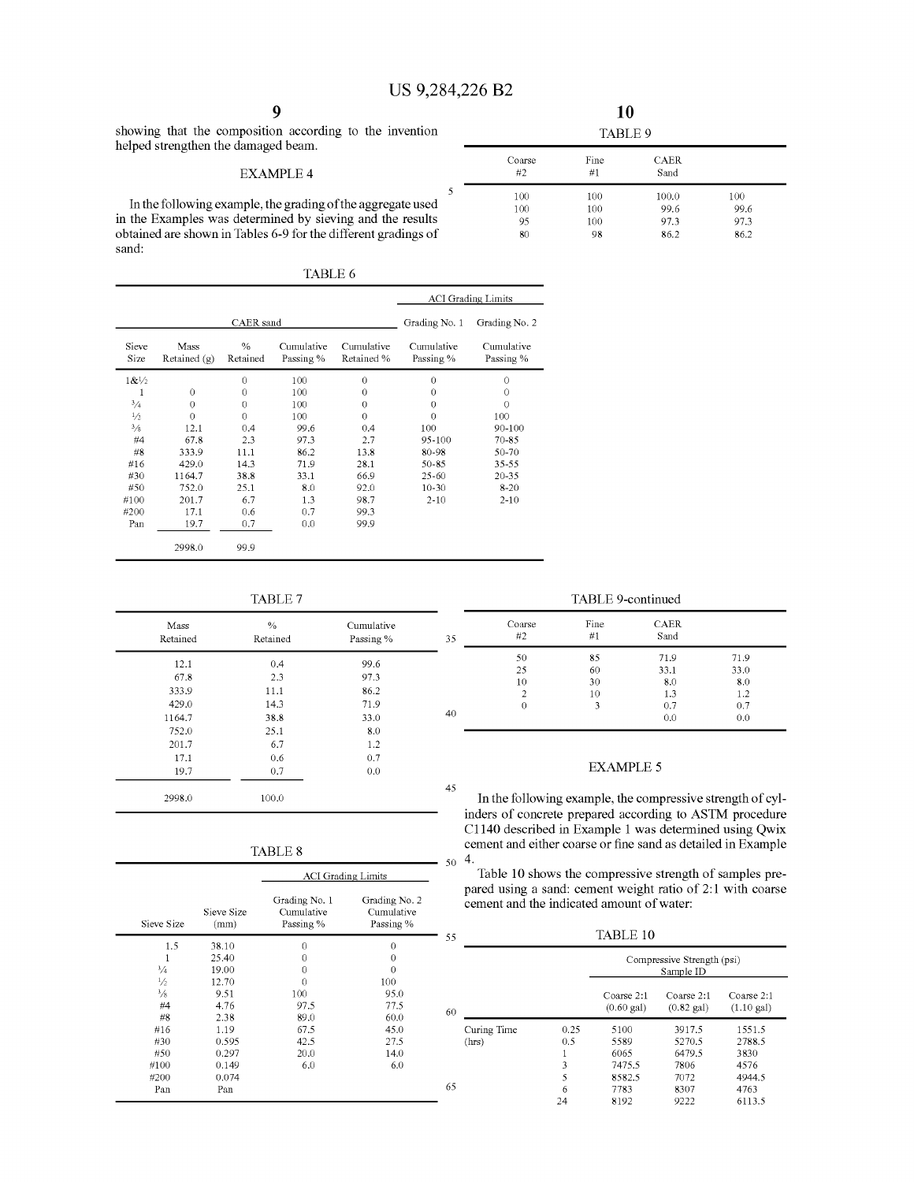showing that the composition according to the invention helped strengthen the damaged beam.

## EXAMPLE 4

In the following example, the grading of the aggregate used in the Examples was determined by sieving and the results obtained are shown in Tables 6-9 for the different gradings of sand:

TABLE 6

| | CAER sand | | | | ACI Grading Limits | |
|---|---|---|---|---|---|---|
| | | | | | Grading No. 1 | Grading No. 2 |
| Sieve Size | Mass Retained (g) | % Retained | Cumulative Passing % | Cumulative Retained % | Cumulative Passing % | Cumulative Passing % |
| 1&½ | | 0 | 100 | 0 | 0 | 0 |
| 1 | 0 | 0 | 100 | 0 | 0 | 0 |
| ¾ | 0 | 0 | 100 | 0 | 0 | 0 |
| ½ | 0 | 0 | 100 | 0 | 0 | 100 |
| ⅜ | 12.1 | 0.4 | 99.6 | 0.4 | 100 | 90-100 |
| #4 | 67.8 | 2.3 | 97.3 | 2.7 | 95-100 | 70-85 |
| #8 | 333.9 | 11.1 | 86.2 | 13.8 | 80-98 | 50-70 |
| #16 | 429.0 | 14.3 | 71.9 | 28.1 | 50-85 | 35-55 |
| #30 | 1164.7 | 38.8 | 33.1 | 66.9 | 25-60 | 20-35 |
| #50 | 752.0 | 25.1 | 8.0 | 92.0 | 10-30 | 8-20 |
| #100 | 201.7 | 6.7 | 1.3 | 98.7 | 2-10 | 2-10 |
| #200 | 17.1 | 0.6 | 0.7 | 99.3 | | |
| Pan | 19.7 | 0.7 | 0.0 | 99.9 | | |
| | 2998.0 | 99.9 | | | | |

TABLE 7

| Mass Retained | % Retained | Cumulative Passing % |
|---|---|---|
| 12.1 | 0.4 | 99.6 |
| 67.8 | 2.3 | 97.3 |
| 333.9 | 11.1 | 86.2 |
| 429.0 | 14.3 | 71.9 |
| 1164.7 | 38.8 | 33.0 |
| 752.0 | 25.1 | 8.0 |
| 201.7 | 6.7 | 1.2 |
| 17.1 | 0.6 | 0.7 |
| 19.7 | 0.7 | 0.0 |
| 2998.0 | 100.0 | |

TABLE 8

| | | ACI Grading Limits | |
|---|---|---|---|
| Sieve Size | Sieve Size (mm) | Grading No. 1 Cumulative Passing % | Grading No. 2 Cumulative Passing % |
| 1.5 | 38.10 | 0 | 0 |
| 1 | 25.40 | 0 | 0 |
| ¾ | 19.00 | 0 | 0 |
| ½ | 12.70 | 0 | 100 |
| ⅜ | 9.51 | 100 | 95.0 |
| #4 | 4.76 | 97.5 | 77.5 |
| #8 | 2.38 | 89.0 | 60.0 |
| #16 | 1.19 | 67.5 | 45.0 |
| #30 | 0.595 | 42.5 | 27.5 |
| #50 | 0.297 | 20.0 | 14.0 |
| #100 | 0.149 | 6.0 | 6.0 |
| #200 | 0.074 | | |
| Pan | Pan | | |

TABLE 9

| Coarse #2 | Fine #1 | CAER Sand | |
|---|---|---|---|
| 100 | 100 | 100.0 | 100 |
| 100 | 100 | 99.6 | 99.6 |
| 95 | 100 | 97.3 | 97.3 |
| 80 | 98 | 86.2 | 86.2 |
| 50 | 85 | 71.9 | 71.9 |
| 25 | 60 | 33.1 | 33.0 |
| 10 | 30 | 8.0 | 8.0 |
| 2 | 10 | 1.3 | 1.2 |
| 0 | 3 | 0.7 | 0.7 |
| | | 0.0 | 0.0 |

## EXAMPLE 5

In the following example, the compressive strength of cylinders of concrete prepared according to ASTM procedure C1140 described in Example 1 was determined using Qwix cement and either coarse or fine sand as detailed in Example 4.

Table 10 shows the compressive strength of samples prepared using a sand: cement weight ratio of 2:1 with coarse cement and the indicated amount of water:

TABLE 10

| | | Compressive Strength (psi) Sample ID | | |
|---|---|---|---|---|
| | | Coarse 2:1 (0.60 gal) | Coarse 2:1 (0.82 gal) | Coarse 2:1 (1.10 gal) |
| Curing Time (hrs) | 0.25 | 5100 | 3917.5 | 1551.5 |
| | 0.5 | 5589 | 5270.5 | 2788.5 |
| | 1 | 6065 | 6479.5 | 3830 |
| | 3 | 7475.5 | 7806 | 4576 |
| | 5 | 8582.5 | 7072 | 4944.5 |
| | 6 | 7783 | 8307 | 4763 |
| | 24 | 8192 | 9222 | 6113.5 |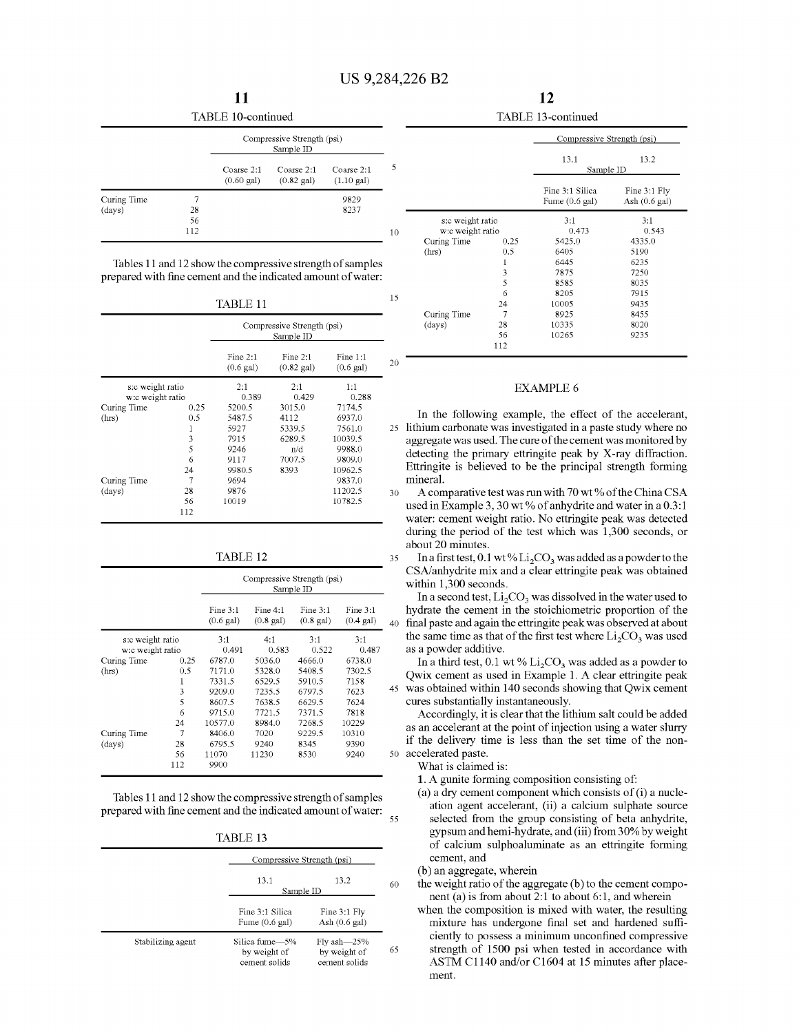TABLE 10-continued

| | | Compressive Strength (psi) | | |
|---|---|---|---|---|
| | | Sample ID | | |
| | | Coarse 2:1 (0.60 gal) | Coarse 2:1 (0.82 gal) | Coarse 2:1 (1.10 gal) |
| Curing Time (days) | 7 | | | 9829 |
| | 28 | | | 8237 |
| | 56 | | | |
| | 112 | | | |

Tables 11 and 12 show the compressive strength of samples prepared with fine cement and the indicated amount of water:

TABLE 11

| | | Compressive Strength (psi) | | |
|---|---|---|---|---|
| | | Sample ID | | |
| | | Fine 2:1 (0.6 gal) | Fine 2:1 (0.82 gal) | Fine 1:1 (0.6 gal) |
| s:c weight ratio | | 2:1 | 2:1 | 1:1 |
| w:c weight ratio | | 0.389 | 0.429 | 0.288 |
| Curing Time (hrs) | 0.25 | 5200.5 | 3015.0 | 7174.5 |
| | 0.5 | 5487.5 | 4112 | 6937.0 |
| | 1 | 5927 | 5339.5 | 7561.0 |
| | 3 | 7915 | 6289.5 | 10039.5 |
| | 5 | 9246 | n/d | 9988.0 |
| | 6 | 9117 | 7007.5 | 9809.0 |
| | 24 | 9980.5 | 8393 | 10962.5 |
| Curing Time (days) | 7 | 9694 | | 9837.0 |
| | 28 | 9876 | | 11202.5 |
| | 56 | 10019 | | 10782.5 |
| | 112 | | | |

TABLE 12

| | | Compressive Strength (psi) | | | |
|---|---|---|---|---|---|
| | | Sample ID | | | |
| | | Fine 3:1 (0.6 gal) | Fine 4:1 (0.8 gal) | Fine 3:1 (0.8 gal) | Fine 3:1 (0.4 gal) |
| s:c weight ratio | | 3:1 | 4:1 | 3:1 | 3:1 |
| w:c weight ratio | | 0.491 | 0.583 | 0.522 | 0.487 |
| Curing Time (hrs) | 0.25 | 6787.0 | 5036.0 | 4666.0 | 6738.0 |
| | 0.5 | 7171.0 | 5328.0 | 5408.5 | 7302.5 |
| | 1 | 7331.5 | 6529.5 | 5910.5 | 7158 |
| | 3 | 9209.0 | 7235.5 | 6797.5 | 7623 |
| | 5 | 8607.5 | 7638.5 | 6629.5 | 7624 |
| | 6 | 9715.0 | 7721.5 | 7371.5 | 7818 |
| | 24 | 10577.0 | 8984.0 | 7268.5 | 10229 |
| Curing Time (days) | 7 | 8406.0 | 7020 | 9229.5 | 10310 |
| | 28 | 6795.5 | 9240 | 8345 | 9390 |
| | 56 | 11070 | 11230 | 8530 | 9240 |
| | 112 | 9900 | | | |

Tables 11 and 12 show the compressive strength of samples prepared with fine cement and the indicated amount of water:

TABLE 13

| | | Compressive Strength (psi) | |
|---|---|---|---|
| | | 13.1 | 13.2 |
| | | Sample ID | |
| | | Fine 3:1 Silica Fume (0.6 gal) | Fine 3:1 Fly Ash (0.6 gal) |
| Stabilizing agent | | Silica fume—5% by weight of cement solids | Fly ash—25% by weight of cement solids |
| s:c weight ratio | | 3:1 | 3:1 |
| w:c weight ratio | | 0.473 | 0.543 |
| Curing Time (hrs) | 0.25 | 5425.0 | 4335.0 |
| | 0.5 | 6405 | 5190 |
| | 1 | 6445 | 6235 |
| | 3 | 7875 | 7250 |
| | 5 | 8585 | 8035 |
| | 6 | 8205 | 7915 |
| | 24 | 10005 | 9435 |
| Curing Time (days) | 7 | 8925 | 8455 |
| | 28 | 10335 | 8020 |
| | 56 | 10265 | 9235 |
| | 112 | | |

## EXAMPLE 6

In the following example, the effect of the accelerant, lithium carbonate was investigated in a paste study where no aggregate was used. The cure of the cement was monitored by detecting the primary ettringite peak by X-ray diffraction. Ettringite is believed to be the principal strength forming mineral.

A comparative test was run with 70 wt % of the China CSA used in Example 3, 30 wt % of anhydrite and water in a 0.3:1 water: cement weight ratio. No ettringite peak was detected during the period of the test which was 1,300 seconds, or about 20 minutes.

In a first test, 0.1 wt % $Li_2CO_3$ was added as a powder to the CSA/anhydrite mix and a clear ettringite peak was obtained within 1,300 seconds.

In a second test, $Li_2CO_3$ was dissolved in the water used to hydrate the cement in the stoichiometric proportion of the final paste and again the ettringite peak was observed at about the same time as that of the first test where $Li_2CO_3$ was used as a powder additive.

In a third test, 0.1 wt % $Li_2CO_3$ was added as a powder to Qwix cement as used in Example 1. A clear ettringite peak was obtained within 140 seconds showing that Qwix cement cures substantially instantaneously.

Accordingly, it is clear that the lithium salt could be added as an accelerant at the point of injection using a water slurry if the delivery time is less than the set time of the non-accelerated paste.

What is claimed is:

1. A gunite forming composition consisting of:

(a) a dry cement component which consists of (i) a nucleation agent accelerant, (ii) a calcium sulphate source selected from the group consisting of beta anhydrite, gypsum and hemi-hydrate, and (iii) from 30% by weight of calcium sulphoaluminate as an ettringite forming cement, and

(b) an aggregate, wherein

the weight ratio of the aggregate (b) to the cement component (a) is from about 2:1 to about 6:1, and wherein

when the composition is mixed with water, the resulting mixture has undergone final set and hardened sufficiently to possess a minimum unconfined compressive strength of 1500 psi when tested in accordance with ASTM C1140 and/or C1604 at 15 minutes after placement.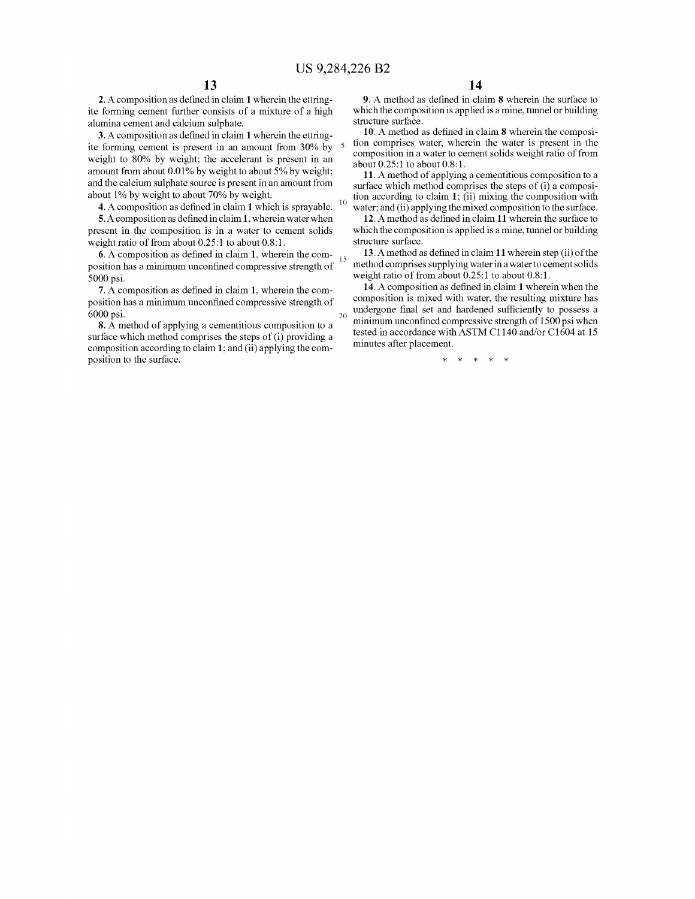**2**. A composition as defined in claim **1** wherein the ettringite forming cement further consists of a mixture of a high alumina cement and calcium sulphate.

**3**. A composition as defined in claim **1** wherein the ettringite forming cement is present in an amount from 30% by weight to 80% by weight; the accelerant is present in an amount from about 0.01% by weight to about 5% by weight; and the calcium sulphate source is present in an amount from about 1% by weight to about 70% by weight.

**4**. A composition as defined in claim **1** which is sprayable.

**5**. A composition as defined in claim **1**, wherein water when present in the composition is in a water to cement solids weight ratio of from about 0.25:1 to about 0.8:1.

**6**. A composition as defined in claim 1, wherein the composition has a minimum unconfined compressive strength of 5000 psi.

**7**. A composition as defined in claim 1, wherein the composition has a minimum unconfined compressive strength of 6000 psi.

**8**. A method of applying a cementitious composition to a surface which method comprises the steps of (i) providing a composition according to claim **1**; and (ii) applying the composition to the surface.

**9**. A method as defined in claim **8** wherein the surface to which the composition is applied is a mine, tunnel or building structure surface.

**10**. A method as defined in claim **8** wherein the composition comprises water, wherein the water is present in the composition in a water to cement solids weight ratio of from about 0.25:1 to about 0.8:1.

**11**. A method of applying a cementitious composition to a surface which method comprises the steps of (i) a composition according to claim **1**; (ii) mixing the composition with water; and (ii) applying the mixed composition to the surface.

**12**. A method as defined in claim **11** wherein the surface to which the composition is applied is a mine, tunnel or building structure surface.

**13**. A method as defined in claim **11** wherein step (ii) of the method comprises supplying water in a water to cement solids weight ratio of from about 0.25:1 to about 0.8:1.

**14**. A composition as defined in claim **1** wherein when the composition is mixed with water, the resulting mixture has undergone final set and hardened sufficiently to possess a minimum unconfined compressive strength of 1500 psi when tested in accordance with ASTM C1140 and/or C1604 at 15 minutes after placement.

* * * * *